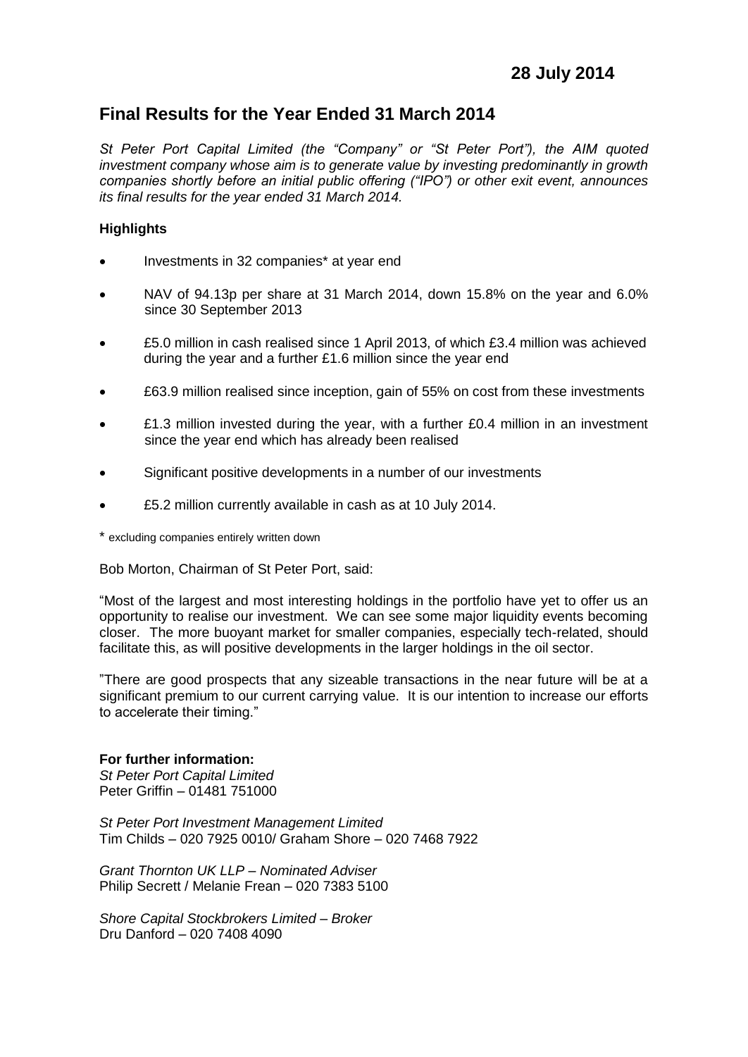**28 July 2014**

# Final Results for the Year Ended 31 March 2014

*St Peter Port Capital Limited (the "Company" or "St Peter Port"), the AIM quoted investment company whose aim is to generate value by investing predominantly in growth companies shortly before an initial public offering ("IPO") or other exit event, announces its final results for the year ended 31 March 2014.*

**Highlights**

- Investments in 32 companies* at year end
- NAV of 94.13p per share at 31 March 2014, down 15.8% on the year and 6.0% since 30 September 2013
- £5.0 million in cash realised since 1 April 2013, of which £3.4 million was achieved during the year and a further £1.6 million since the year end
- £63.9 million realised since inception, gain of 55% on cost from these investments
- £1.3 million invested during the year, with a further £0.4 million in an investment since the year end which has already been realised
- Significant positive developments in a number of our investments
- £5.2 million currently available in cash as at 10 July 2014.

\* excluding companies entirely written down

Bob Morton, Chairman of St Peter Port, said:

"Most of the largest and most interesting holdings in the portfolio have yet to offer us an opportunity to realise our investment. We can see some major liquidity events becoming closer. The more buoyant market for smaller companies, especially tech-related, should facilitate this, as will positive developments in the larger holdings in the oil sector.

"There are good prospects that any sizeable transactions in the near future will be at a significant premium to our current carrying value. It is our intention to increase our efforts to accelerate their timing."

**For further information:**

*St Peter Port Capital Limited*
Peter Griffin – 01481 751000

*St Peter Port Investment Management Limited*
Tim Childs – 020 7925 0010/ Graham Shore – 020 7468 7922

*Grant Thornton UK LLP – Nominated Adviser*
Philip Secrett / Melanie Frean – 020 7383 5100

*Shore Capital Stockbrokers Limited – Broker*
Dru Danford – 020 7408 4090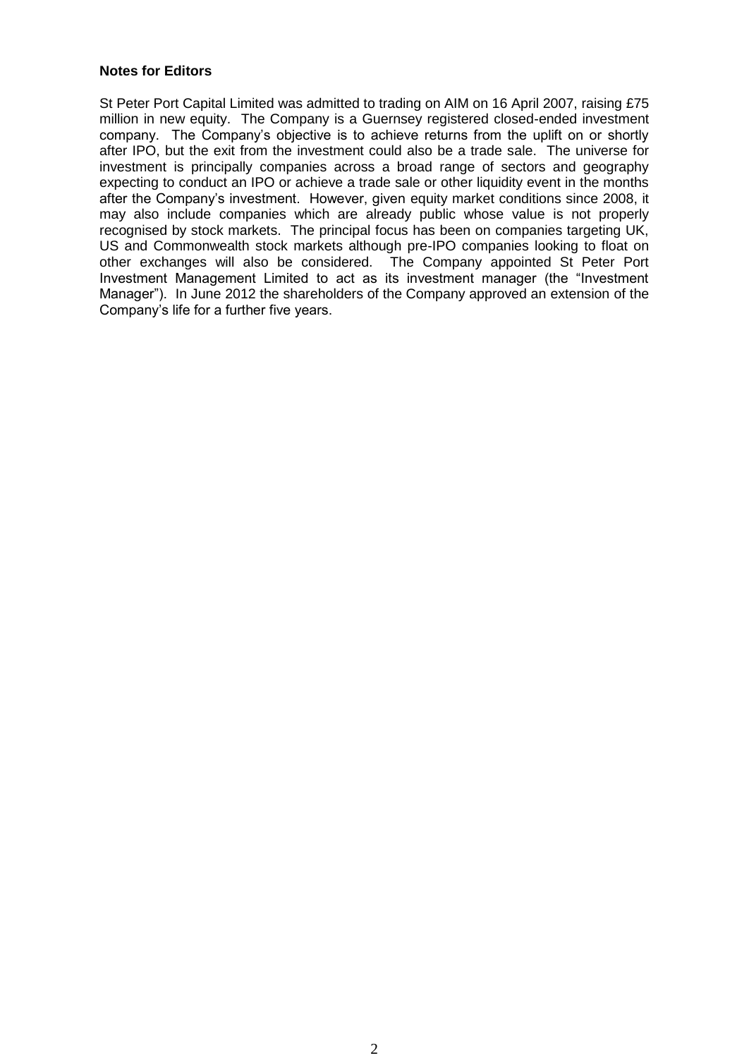**Notes for Editors**

St Peter Port Capital Limited was admitted to trading on AIM on 16 April 2007, raising £75 million in new equity. The Company is a Guernsey registered closed-ended investment company. The Company's objective is to achieve returns from the uplift on or shortly after IPO, but the exit from the investment could also be a trade sale. The universe for investment is principally companies across a broad range of sectors and geography expecting to conduct an IPO or achieve a trade sale or other liquidity event in the months after the Company's investment. However, given equity market conditions since 2008, it may also include companies which are already public whose value is not properly recognised by stock markets. The principal focus has been on companies targeting UK, US and Commonwealth stock markets although pre-IPO companies looking to float on other exchanges will also be considered. The Company appointed St Peter Port Investment Management Limited to act as its investment manager (the "Investment Manager"). In June 2012 the shareholders of the Company approved an extension of the Company's life for a further five years.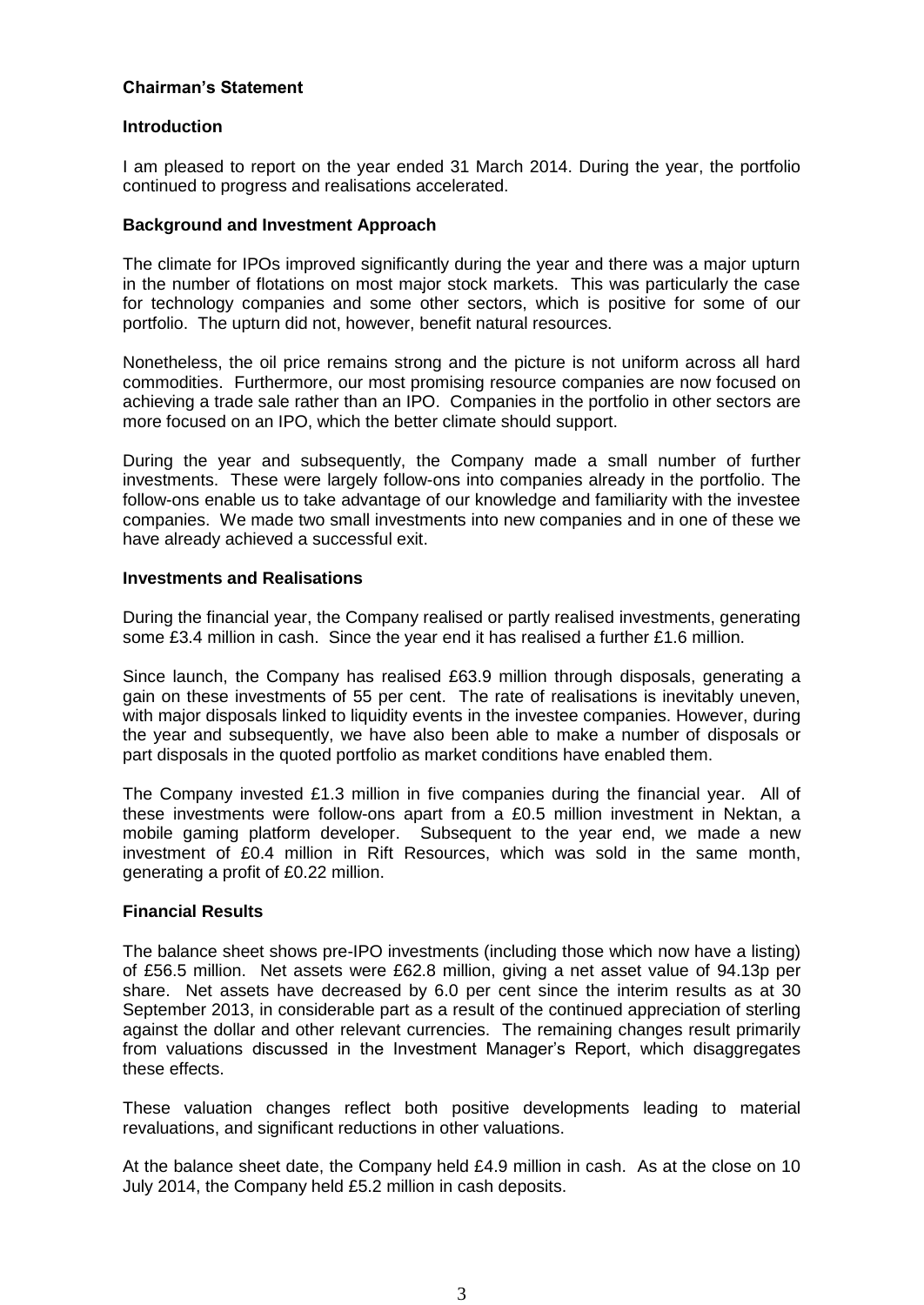## Chairman's Statement

### Introduction

I am pleased to report on the year ended 31 March 2014. During the year, the portfolio continued to progress and realisations accelerated.

### Background and Investment Approach

The climate for IPOs improved significantly during the year and there was a major upturn in the number of flotations on most major stock markets. This was particularly the case for technology companies and some other sectors, which is positive for some of our portfolio. The upturn did not, however, benefit natural resources.

Nonetheless, the oil price remains strong and the picture is not uniform across all hard commodities. Furthermore, our most promising resource companies are now focused on achieving a trade sale rather than an IPO. Companies in the portfolio in other sectors are more focused on an IPO, which the better climate should support.

During the year and subsequently, the Company made a small number of further investments. These were largely follow-ons into companies already in the portfolio. The follow-ons enable us to take advantage of our knowledge and familiarity with the investee companies. We made two small investments into new companies and in one of these we have already achieved a successful exit.

### Investments and Realisations

During the financial year, the Company realised or partly realised investments, generating some £3.4 million in cash. Since the year end it has realised a further £1.6 million.

Since launch, the Company has realised £63.9 million through disposals, generating a gain on these investments of 55 per cent. The rate of realisations is inevitably uneven, with major disposals linked to liquidity events in the investee companies. However, during the year and subsequently, we have also been able to make a number of disposals or part disposals in the quoted portfolio as market conditions have enabled them.

The Company invested £1.3 million in five companies during the financial year. All of these investments were follow-ons apart from a £0.5 million investment in Nektan, a mobile gaming platform developer. Subsequent to the year end, we made a new investment of £0.4 million in Rift Resources, which was sold in the same month, generating a profit of £0.22 million.

### Financial Results

The balance sheet shows pre-IPO investments (including those which now have a listing) of £56.5 million. Net assets were £62.8 million, giving a net asset value of 94.13p per share. Net assets have decreased by 6.0 per cent since the interim results as at 30 September 2013, in considerable part as a result of the continued appreciation of sterling against the dollar and other relevant currencies. The remaining changes result primarily from valuations discussed in the Investment Manager's Report, which disaggregates these effects.

These valuation changes reflect both positive developments leading to material revaluations, and significant reductions in other valuations.

At the balance sheet date, the Company held £4.9 million in cash. As at the close on 10 July 2014, the Company held £5.2 million in cash deposits.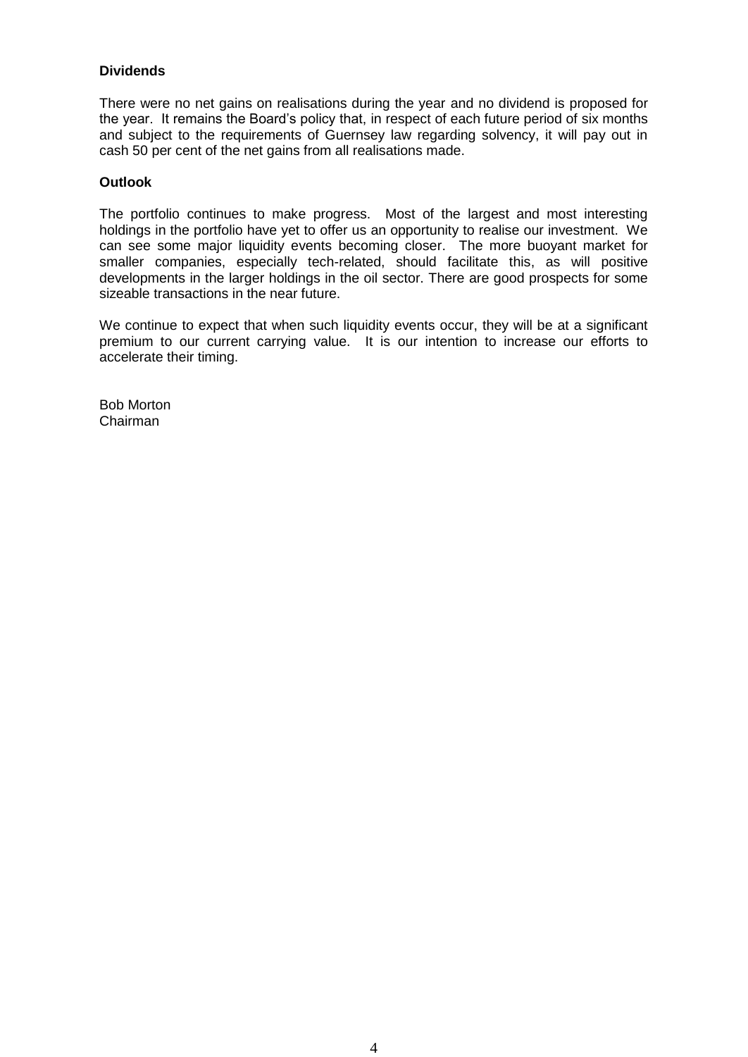**Dividends**

There were no net gains on realisations during the year and no dividend is proposed for the year. It remains the Board's policy that, in respect of each future period of six months and subject to the requirements of Guernsey law regarding solvency, it will pay out in cash 50 per cent of the net gains from all realisations made.

**Outlook**

The portfolio continues to make progress. Most of the largest and most interesting holdings in the portfolio have yet to offer us an opportunity to realise our investment. We can see some major liquidity events becoming closer. The more buoyant market for smaller companies, especially tech-related, should facilitate this, as will positive developments in the larger holdings in the oil sector. There are good prospects for some sizeable transactions in the near future.

We continue to expect that when such liquidity events occur, they will be at a significant premium to our current carrying value. It is our intention to increase our efforts to accelerate their timing.

Bob Morton
Chairman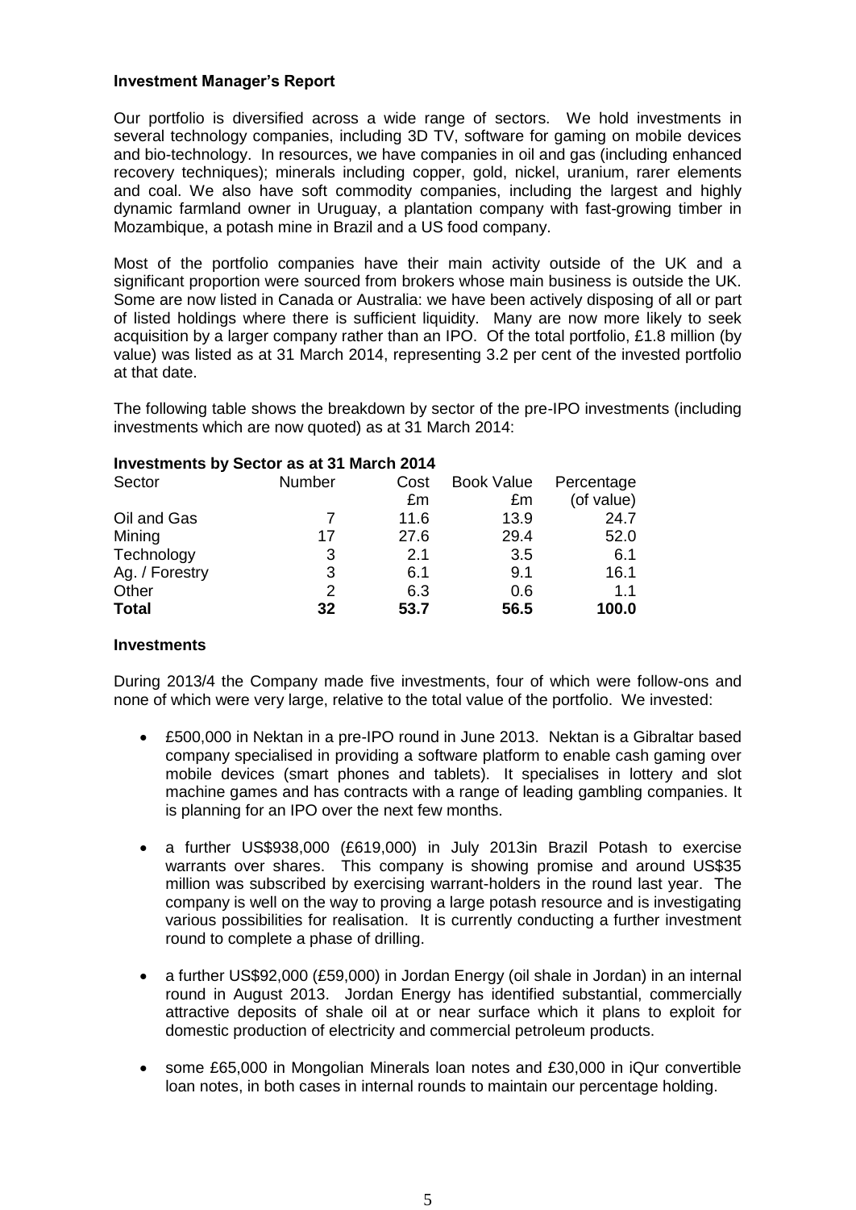**Investment Manager's Report**

Our portfolio is diversified across a wide range of sectors. We hold investments in several technology companies, including 3D TV, software for gaming on mobile devices and bio-technology. In resources, we have companies in oil and gas (including enhanced recovery techniques); minerals including copper, gold, nickel, uranium, rarer elements and coal. We also have soft commodity companies, including the largest and highly dynamic farmland owner in Uruguay, a plantation company with fast-growing timber in Mozambique, a potash mine in Brazil and a US food company.

Most of the portfolio companies have their main activity outside of the UK and a significant proportion were sourced from brokers whose main business is outside the UK. Some are now listed in Canada or Australia: we have been actively disposing of all or part of listed holdings where there is sufficient liquidity. Many are now more likely to seek acquisition by a larger company rather than an IPO. Of the total portfolio, £1.8 million (by value) was listed as at 31 March 2014, representing 3.2 per cent of the invested portfolio at that date.

The following table shows the breakdown by sector of the pre-IPO investments (including investments which are now quoted) as at 31 March 2014:

**Investments by Sector as at 31 March 2014**

| Sector | Number | Cost £m | Book Value £m | Percentage (of value) |
|---|---|---|---|---|
| Oil and Gas | 7 | 11.6 | 13.9 | 24.7 |
| Mining | 17 | 27.6 | 29.4 | 52.0 |
| Technology | 3 | 2.1 | 3.5 | 6.1 |
| Ag. / Forestry | 3 | 6.1 | 9.1 | 16.1 |
| Other | 2 | 6.3 | 0.6 | 1.1 |
| **Total** | **32** | **53.7** | **56.5** | **100.0** |

**Investments**

During 2013/4 the Company made five investments, four of which were follow-ons and none of which were very large, relative to the total value of the portfolio. We invested:

- £500,000 in Nektan in a pre-IPO round in June 2013. Nektan is a Gibraltar based company specialised in providing a software platform to enable cash gaming over mobile devices (smart phones and tablets). It specialises in lottery and slot machine games and has contracts with a range of leading gambling companies. It is planning for an IPO over the next few months.
- a further US$938,000 (£619,000) in July 2013in Brazil Potash to exercise warrants over shares. This company is showing promise and around US$35 million was subscribed by exercising warrant-holders in the round last year. The company is well on the way to proving a large potash resource and is investigating various possibilities for realisation. It is currently conducting a further investment round to complete a phase of drilling.
- a further US$92,000 (£59,000) in Jordan Energy (oil shale in Jordan) in an internal round in August 2013. Jordan Energy has identified substantial, commercially attractive deposits of shale oil at or near surface which it plans to exploit for domestic production of electricity and commercial petroleum products.
- some £65,000 in Mongolian Minerals loan notes and £30,000 in iQur convertible loan notes, in both cases in internal rounds to maintain our percentage holding.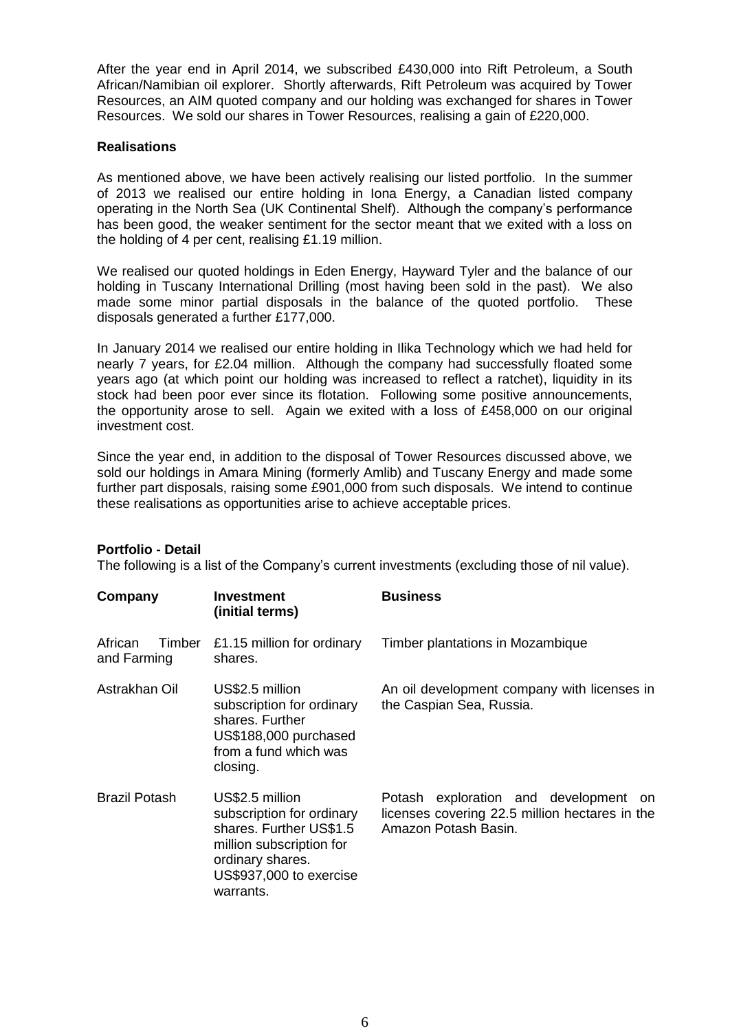After the year end in April 2014, we subscribed £430,000 into Rift Petroleum, a South African/Namibian oil explorer. Shortly afterwards, Rift Petroleum was acquired by Tower Resources, an AIM quoted company and our holding was exchanged for shares in Tower Resources. We sold our shares in Tower Resources, realising a gain of £220,000.

**Realisations**

As mentioned above, we have been actively realising our listed portfolio. In the summer of 2013 we realised our entire holding in Iona Energy, a Canadian listed company operating in the North Sea (UK Continental Shelf). Although the company's performance has been good, the weaker sentiment for the sector meant that we exited with a loss on the holding of 4 per cent, realising £1.19 million.

We realised our quoted holdings in Eden Energy, Hayward Tyler and the balance of our holding in Tuscany International Drilling (most having been sold in the past). We also made some minor partial disposals in the balance of the quoted portfolio. These disposals generated a further £177,000.

In January 2014 we realised our entire holding in Ilika Technology which we had held for nearly 7 years, for £2.04 million. Although the company had successfully floated some years ago (at which point our holding was increased to reflect a ratchet), liquidity in its stock had been poor ever since its flotation. Following some positive announcements, the opportunity arose to sell. Again we exited with a loss of £458,000 on our original investment cost.

Since the year end, in addition to the disposal of Tower Resources discussed above, we sold our holdings in Amara Mining (formerly Amlib) and Tuscany Energy and made some further part disposals, raising some £901,000 from such disposals. We intend to continue these realisations as opportunities arise to achieve acceptable prices.

**Portfolio - Detail**

The following is a list of the Company's current investments (excluding those of nil value).

| Company | Investment (initial terms) | Business |
|---|---|---|
| African Timber and Farming | £1.15 million for ordinary shares. | Timber plantations in Mozambique |
| Astrakhan Oil | US$2.5 million subscription for ordinary shares. Further US$188,000 purchased from a fund which was closing. | An oil development company with licenses in the Caspian Sea, Russia. |
| Brazil Potash | US$2.5 million subscription for ordinary shares. Further US$1.5 million subscription for ordinary shares. US$937,000 to exercise warrants. | Potash exploration and development on licenses covering 22.5 million hectares in the Amazon Potash Basin. |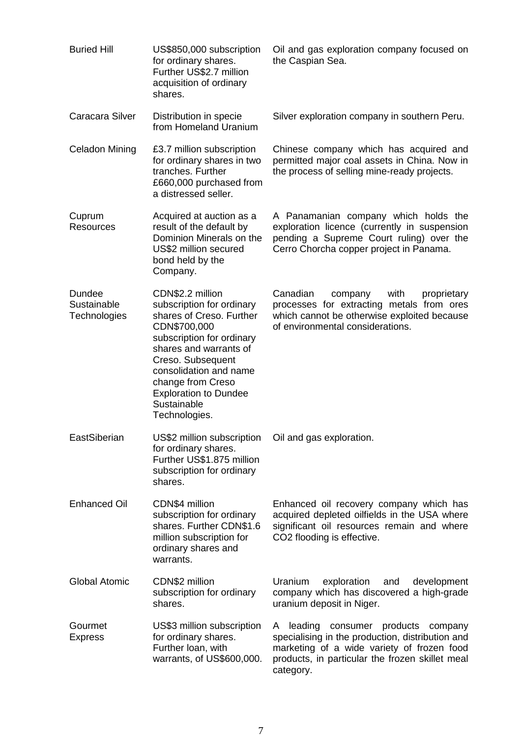| | | |
|---|---|---|
| Buried Hill | US$850,000 subscription for ordinary shares. Further US$2.7 million acquisition of ordinary shares. | Oil and gas exploration company focused on the Caspian Sea. |
| Caracara Silver | Distribution in specie from Homeland Uranium | Silver exploration company in southern Peru. |
| Celadon Mining | £3.7 million subscription for ordinary shares in two tranches. Further £660,000 purchased from a distressed seller. | Chinese company which has acquired and permitted major coal assets in China. Now in the process of selling mine-ready projects. |
| Cuprum Resources | Acquired at auction as a result of the default by Dominion Minerals on the US$2 million secured bond held by the Company. | A Panamanian company which holds the exploration licence (currently in suspension pending a Supreme Court ruling) over the Cerro Chorcha copper project in Panama. |
| Dundee Sustainable Technologies | CDN$2.2 million subscription for ordinary shares of Creso. Further CDN$700,000 subscription for ordinary shares and warrants of Creso. Subsequent consolidation and name change from Creso Exploration to Dundee Sustainable Technologies. | Canadian company with proprietary processes for extracting metals from ores which cannot be otherwise exploited because of environmental considerations. |
| EastSiberian | US$2 million subscription for ordinary shares. Further US$1.875 million subscription for ordinary shares. | Oil and gas exploration. |
| Enhanced Oil | CDN$4 million subscription for ordinary shares. Further CDN$1.6 million subscription for ordinary shares and warrants. | Enhanced oil recovery company which has acquired depleted oilfields in the USA where significant oil resources remain and where $CO_2$ flooding is effective. |
| Global Atomic | CDN$2 million subscription for ordinary shares. | Uranium exploration and development company which has discovered a high-grade uranium deposit in Niger. |
| Gourmet Express | US$3 million subscription for ordinary shares. Further loan, with warrants, of US$600,000. | A leading consumer products company specialising in the production, distribution and marketing of a wide variety of frozen food products, in particular the frozen skillet meal category. |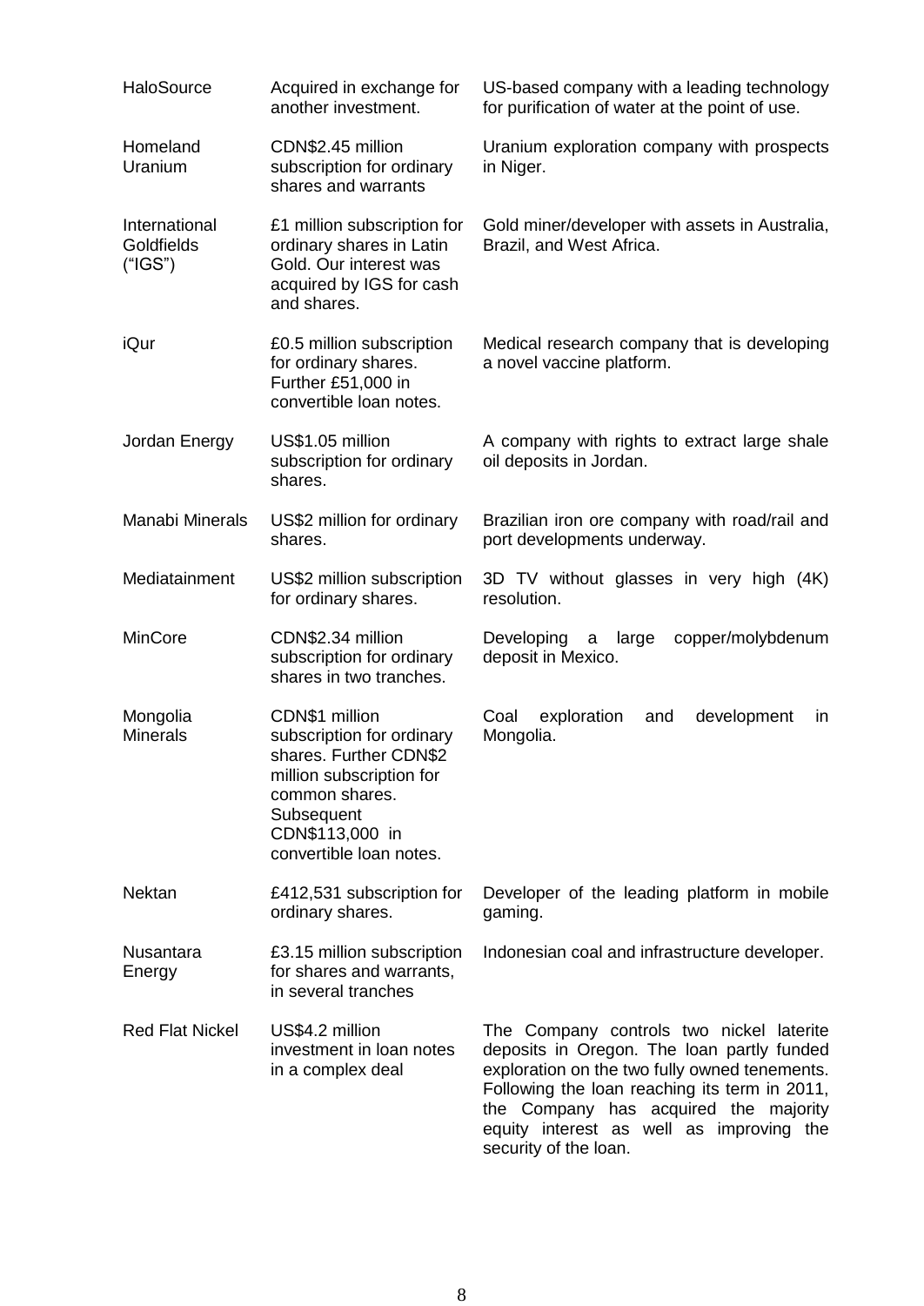| | | |
|---|---|---|
| HaloSource | Acquired in exchange for another investment. | US-based company with a leading technology for purification of water at the point of use. |
| Homeland Uranium | CDN$2.45 million subscription for ordinary shares and warrants | Uranium exploration company with prospects in Niger. |
| International Goldfields ("IGS") | £1 million subscription for ordinary shares in Latin Gold. Our interest was acquired by IGS for cash and shares. | Gold miner/developer with assets in Australia, Brazil, and West Africa. |
| iQur | £0.5 million subscription for ordinary shares. Further £51,000 in convertible loan notes. | Medical research company that is developing a novel vaccine platform. |
| Jordan Energy | US$1.05 million subscription for ordinary shares. | A company with rights to extract large shale oil deposits in Jordan. |
| Manabi Minerals | US$2 million for ordinary shares. | Brazilian iron ore company with road/rail and port developments underway. |
| Mediatainment | US$2 million subscription for ordinary shares. | 3D TV without glasses in very high (4K) resolution. |
| MinCore | CDN$2.34 million subscription for ordinary shares in two tranches. | Developing a large copper/molybdenum deposit in Mexico. |
| Mongolia Minerals | CDN$1 million subscription for ordinary shares. Further CDN$2 million subscription for common shares. Subsequent CDN$113,000 in convertible loan notes. | Coal exploration and development in Mongolia. |
| Nektan | £412,531 subscription for ordinary shares. | Developer of the leading platform in mobile gaming. |
| Nusantara Energy | £3.15 million subscription for shares and warrants, in several tranches | Indonesian coal and infrastructure developer. |
| Red Flat Nickel | US$4.2 million investment in loan notes in a complex deal | The Company controls two nickel laterite deposits in Oregon. The loan partly funded exploration on the two fully owned tenements. Following the loan reaching its term in 2011, the Company has acquired the majority equity interest as well as improving the security of the loan. |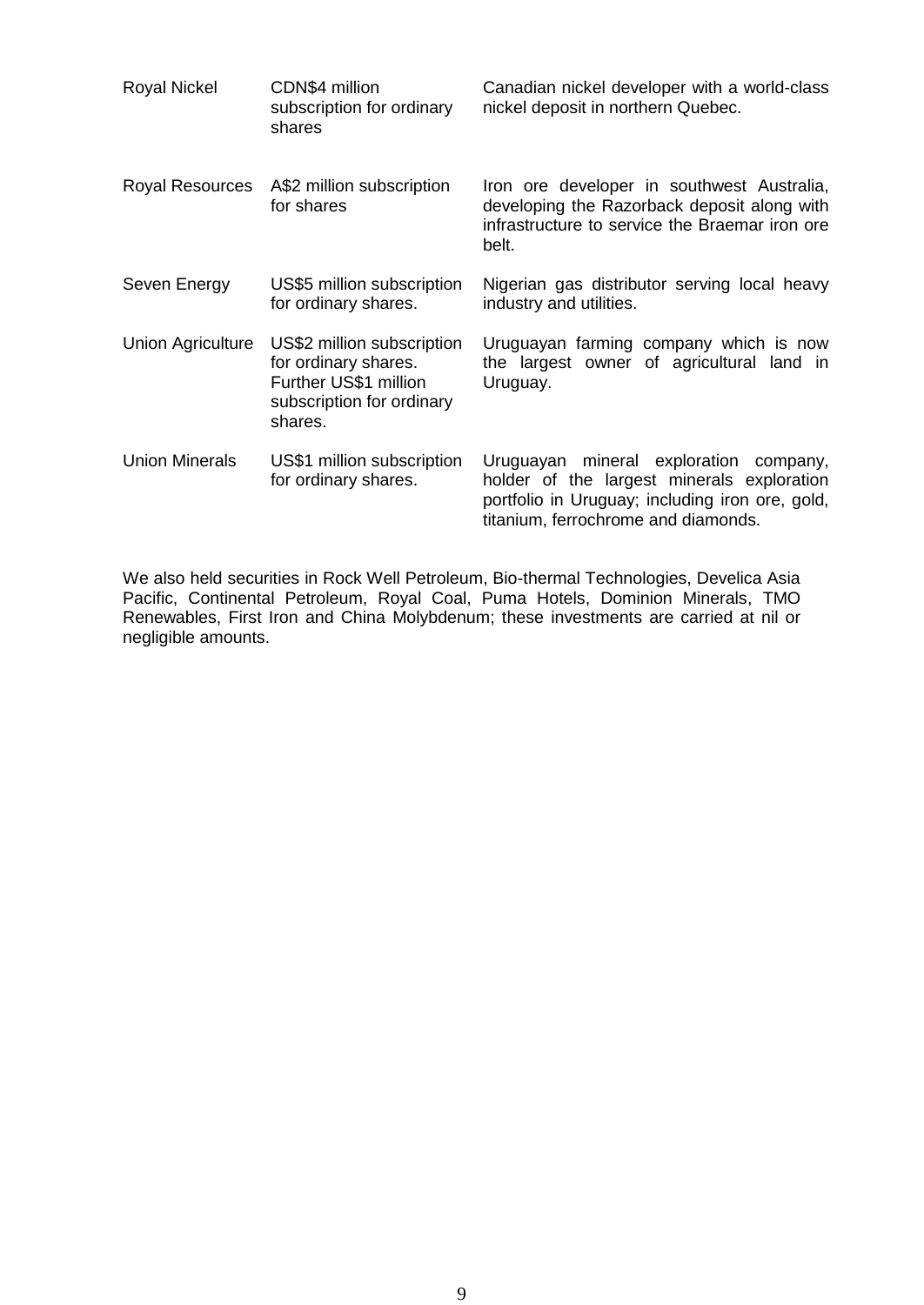| | | |
|---|---|---|
| Royal Nickel | CDN$4 million subscription for ordinary shares | Canadian nickel developer with a world-class nickel deposit in northern Quebec. |
| Royal Resources | A$2 million subscription for shares | Iron ore developer in southwest Australia, developing the Razorback deposit along with infrastructure to service the Braemar iron ore belt. |
| Seven Energy | US$5 million subscription for ordinary shares. | Nigerian gas distributor serving local heavy industry and utilities. |
| Union Agriculture | US$2 million subscription for ordinary shares. Further US$1 million subscription for ordinary shares. | Uruguayan farming company which is now the largest owner of agricultural land in Uruguay. |
| Union Minerals | US$1 million subscription for ordinary shares. | Uruguayan mineral exploration company, holder of the largest minerals exploration portfolio in Uruguay; including iron ore, gold, titanium, ferrochrome and diamonds. |

We also held securities in Rock Well Petroleum, Bio-thermal Technologies, Develica Asia Pacific, Continental Petroleum, Royal Coal, Puma Hotels, Dominion Minerals, TMO Renewables, First Iron and China Molybdenum; these investments are carried at nil or negligible amounts.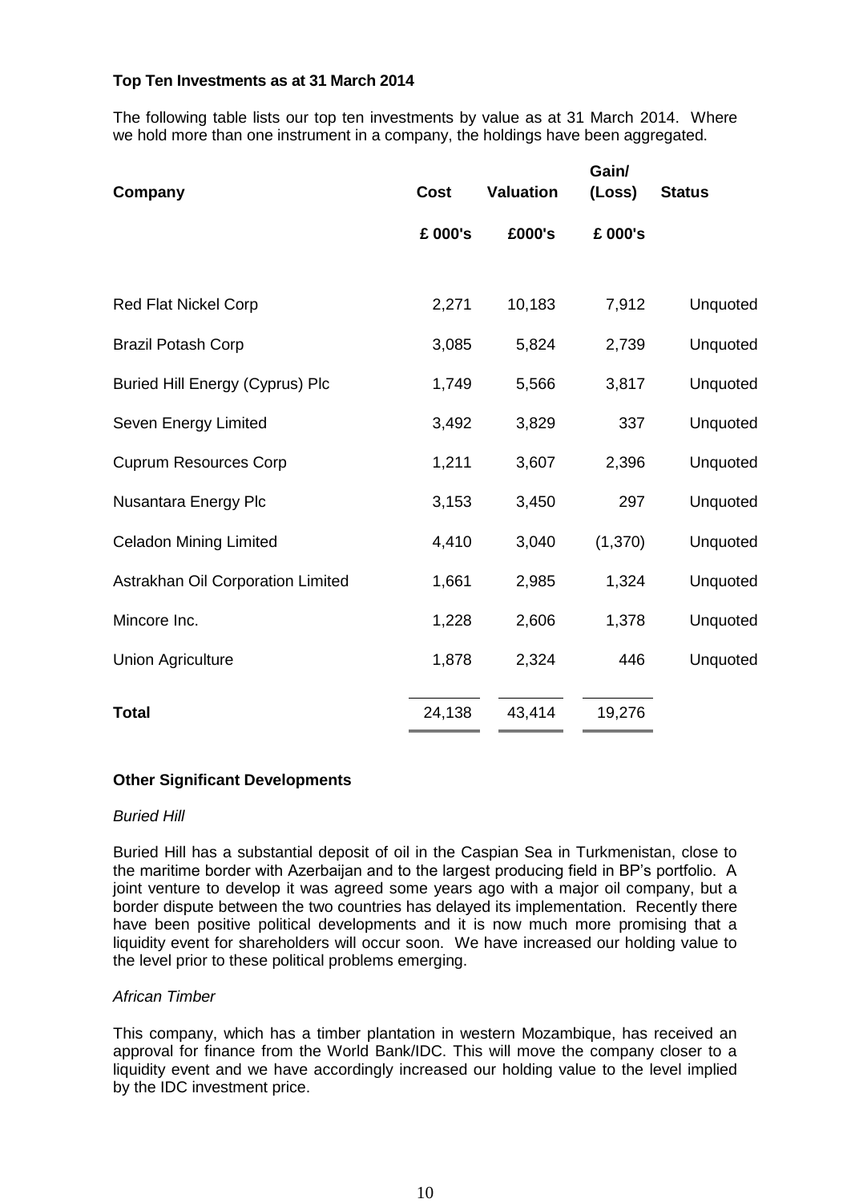**Top Ten Investments as at 31 March 2014**

The following table lists our top ten investments by value as at 31 March 2014. Where we hold more than one instrument in a company, the holdings have been aggregated.

| Company | Cost | Valuation | Gain/ (Loss) | Status |
|---|---|---|---|---|
| | £ 000's | £000's | £ 000's | |
| Red Flat Nickel Corp | 2,271 | 10,183 | 7,912 | Unquoted |
| Brazil Potash Corp | 3,085 | 5,824 | 2,739 | Unquoted |
| Buried Hill Energy (Cyprus) Plc | 1,749 | 5,566 | 3,817 | Unquoted |
| Seven Energy Limited | 3,492 | 3,829 | 337 | Unquoted |
| Cuprum Resources Corp | 1,211 | 3,607 | 2,396 | Unquoted |
| Nusantara Energy Plc | 3,153 | 3,450 | 297 | Unquoted |
| Celadon Mining Limited | 4,410 | 3,040 | (1,370) | Unquoted |
| Astrakhan Oil Corporation Limited | 1,661 | 2,985 | 1,324 | Unquoted |
| Mincore Inc. | 1,228 | 2,606 | 1,378 | Unquoted |
| Union Agriculture | 1,878 | 2,324 | 446 | Unquoted |
| **Total** | 24,138 | 43,414 | 19,276 | |

**Other Significant Developments**

*Buried Hill*

Buried Hill has a substantial deposit of oil in the Caspian Sea in Turkmenistan, close to the maritime border with Azerbaijan and to the largest producing field in BP's portfolio. A joint venture to develop it was agreed some years ago with a major oil company, but a border dispute between the two countries has delayed its implementation. Recently there have been positive political developments and it is now much more promising that a liquidity event for shareholders will occur soon. We have increased our holding value to the level prior to these political problems emerging.

*African Timber*

This company, which has a timber plantation in western Mozambique, has received an approval for finance from the World Bank/IDC. This will move the company closer to a liquidity event and we have accordingly increased our holding value to the level implied by the IDC investment price.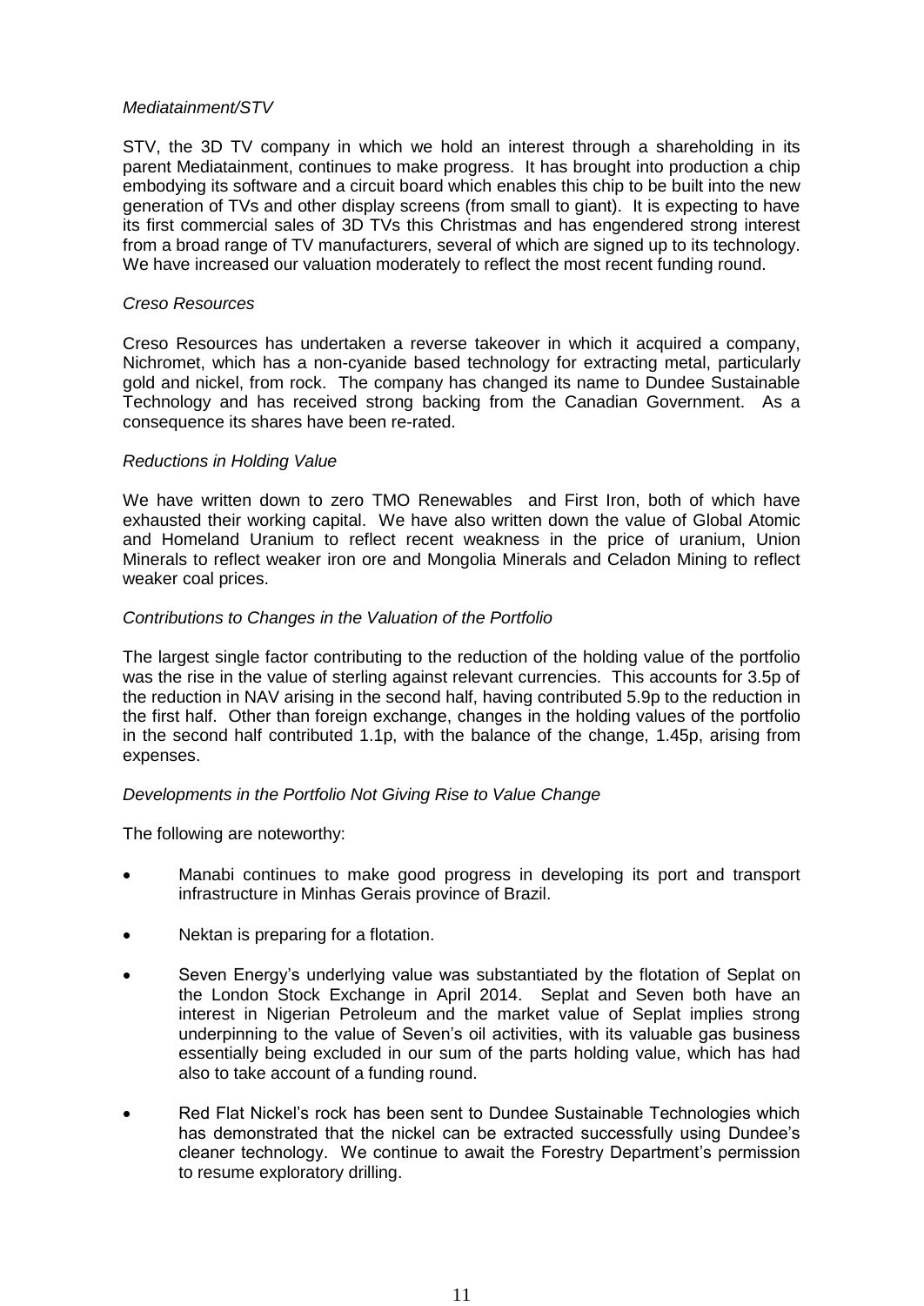*Mediatainment/STV*

STV, the 3D TV company in which we hold an interest through a shareholding in its parent Mediatainment, continues to make progress. It has brought into production a chip embodying its software and a circuit board which enables this chip to be built into the new generation of TVs and other display screens (from small to giant). It is expecting to have its first commercial sales of 3D TVs this Christmas and has engendered strong interest from a broad range of TV manufacturers, several of which are signed up to its technology. We have increased our valuation moderately to reflect the most recent funding round.

*Creso Resources*

Creso Resources has undertaken a reverse takeover in which it acquired a company, Nichromet, which has a non-cyanide based technology for extracting metal, particularly gold and nickel, from rock. The company has changed its name to Dundee Sustainable Technology and has received strong backing from the Canadian Government. As a consequence its shares have been re-rated.

*Reductions in Holding Value*

We have written down to zero TMO Renewables and First Iron, both of which have exhausted their working capital. We have also written down the value of Global Atomic and Homeland Uranium to reflect recent weakness in the price of uranium, Union Minerals to reflect weaker iron ore and Mongolia Minerals and Celadon Mining to reflect weaker coal prices.

*Contributions to Changes in the Valuation of the Portfolio*

The largest single factor contributing to the reduction of the holding value of the portfolio was the rise in the value of sterling against relevant currencies. This accounts for 3.5p of the reduction in NAV arising in the second half, having contributed 5.9p to the reduction in the first half. Other than foreign exchange, changes in the holding values of the portfolio in the second half contributed 1.1p, with the balance of the change, 1.45p, arising from expenses.

*Developments in the Portfolio Not Giving Rise to Value Change*

The following are noteworthy:

- Manabi continues to make good progress in developing its port and transport infrastructure in Minhas Gerais province of Brazil.
- Nektan is preparing for a flotation.
- Seven Energy's underlying value was substantiated by the flotation of Seplat on the London Stock Exchange in April 2014. Seplat and Seven both have an interest in Nigerian Petroleum and the market value of Seplat implies strong underpinning to the value of Seven's oil activities, with its valuable gas business essentially being excluded in our sum of the parts holding value, which has had also to take account of a funding round.
- Red Flat Nickel's rock has been sent to Dundee Sustainable Technologies which has demonstrated that the nickel can be extracted successfully using Dundee's cleaner technology. We continue to await the Forestry Department's permission to resume exploratory drilling.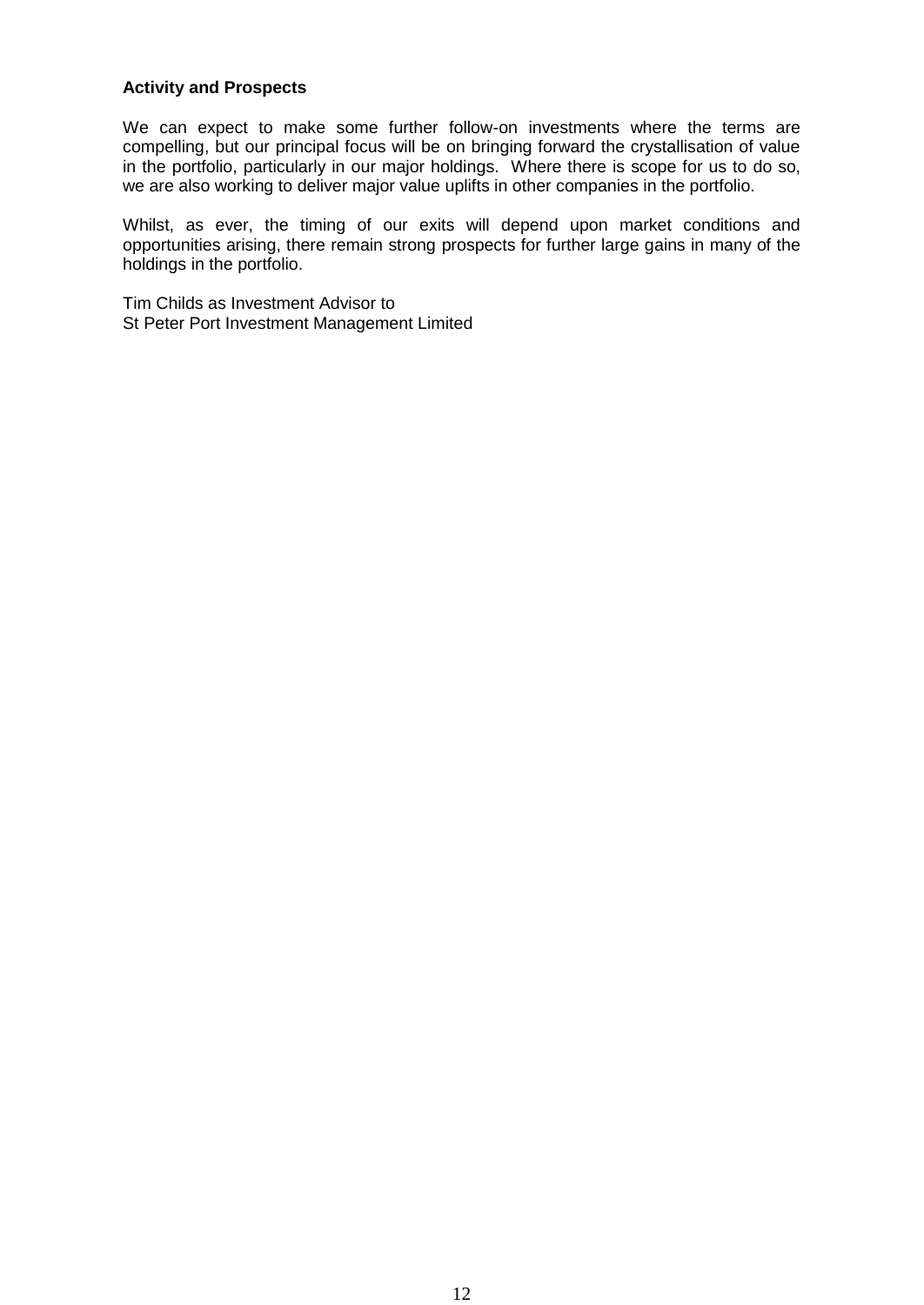**Activity and Prospects**

We can expect to make some further follow-on investments where the terms are compelling, but our principal focus will be on bringing forward the crystallisation of value in the portfolio, particularly in our major holdings. Where there is scope for us to do so, we are also working to deliver major value uplifts in other companies in the portfolio.

Whilst, as ever, the timing of our exits will depend upon market conditions and opportunities arising, there remain strong prospects for further large gains in many of the holdings in the portfolio.

Tim Childs as Investment Advisor to
St Peter Port Investment Management Limited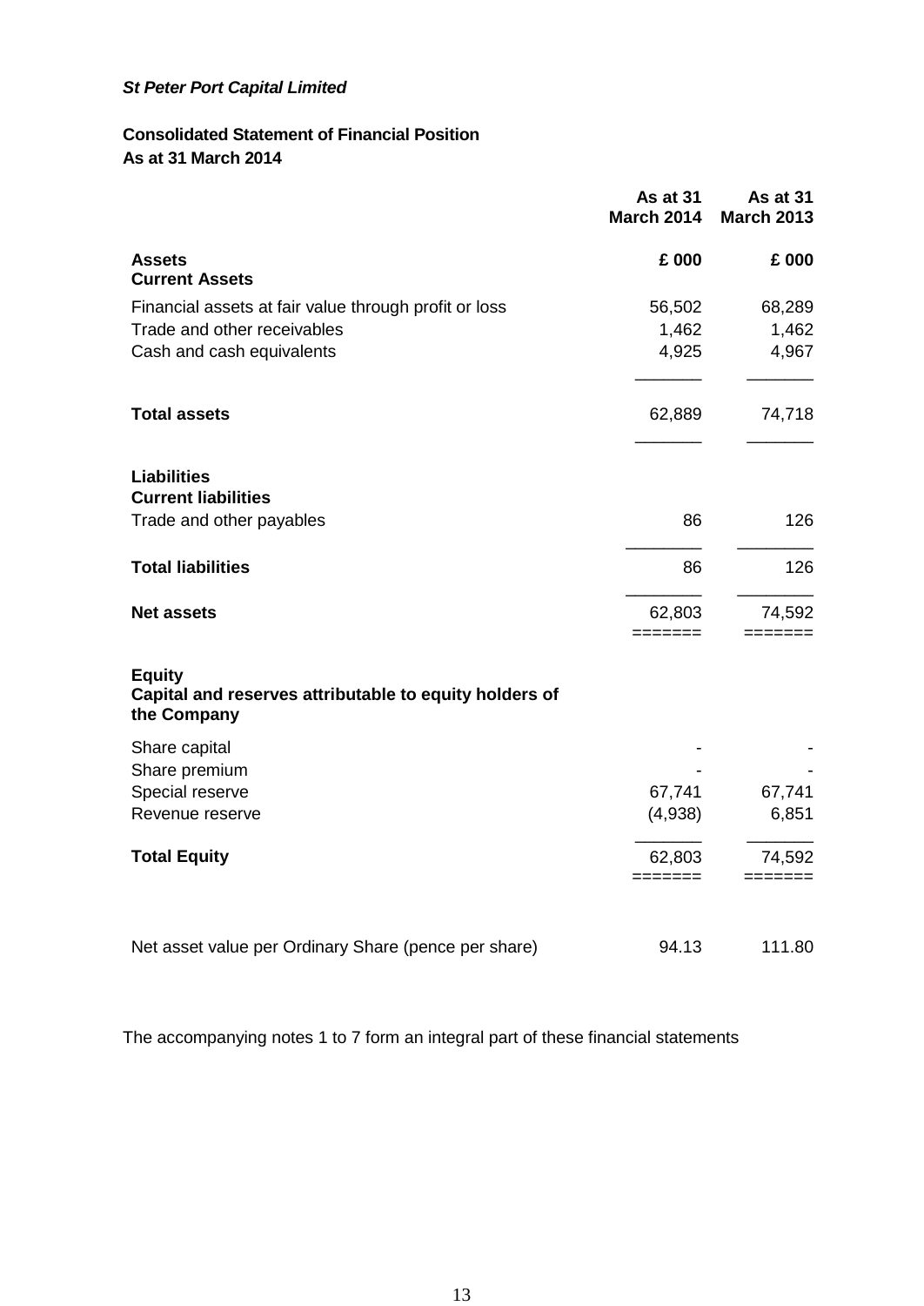*St Peter Port Capital Limited*

**Consolidated Statement of Financial Position**
**As at 31 March 2014**

| | As at 31 March 2014 | As at 31 March 2013 |
|---|---|---|
| **Assets** | **£ 000** | **£ 000** |
| **Current Assets** | | |
| Financial assets at fair value through profit or loss | 56,502 | 68,289 |
| Trade and other receivables | 1,462 | 1,462 |
| Cash and cash equivalents | 4,925 | 4,967 |
| **Total assets** | 62,889 | 74,718 |
| **Liabilities** | | |
| **Current liabilities** | | |
| Trade and other payables | 86 | 126 |
| **Total liabilities** | 86 | 126 |
| **Net assets** | 62,803 | 74,592 |
| **Equity** | | |
| **Capital and reserves attributable to equity holders of the Company** | | |
| Share capital | - | - |
| Share premium | - | - |
| Special reserve | 67,741 | 67,741 |
| Revenue reserve | (4,938) | 6,851 |
| **Total Equity** | 62,803 | 74,592 |
| Net asset value per Ordinary Share (pence per share) | 94.13 | 111.80 |

The accompanying notes 1 to 7 form an integral part of these financial statements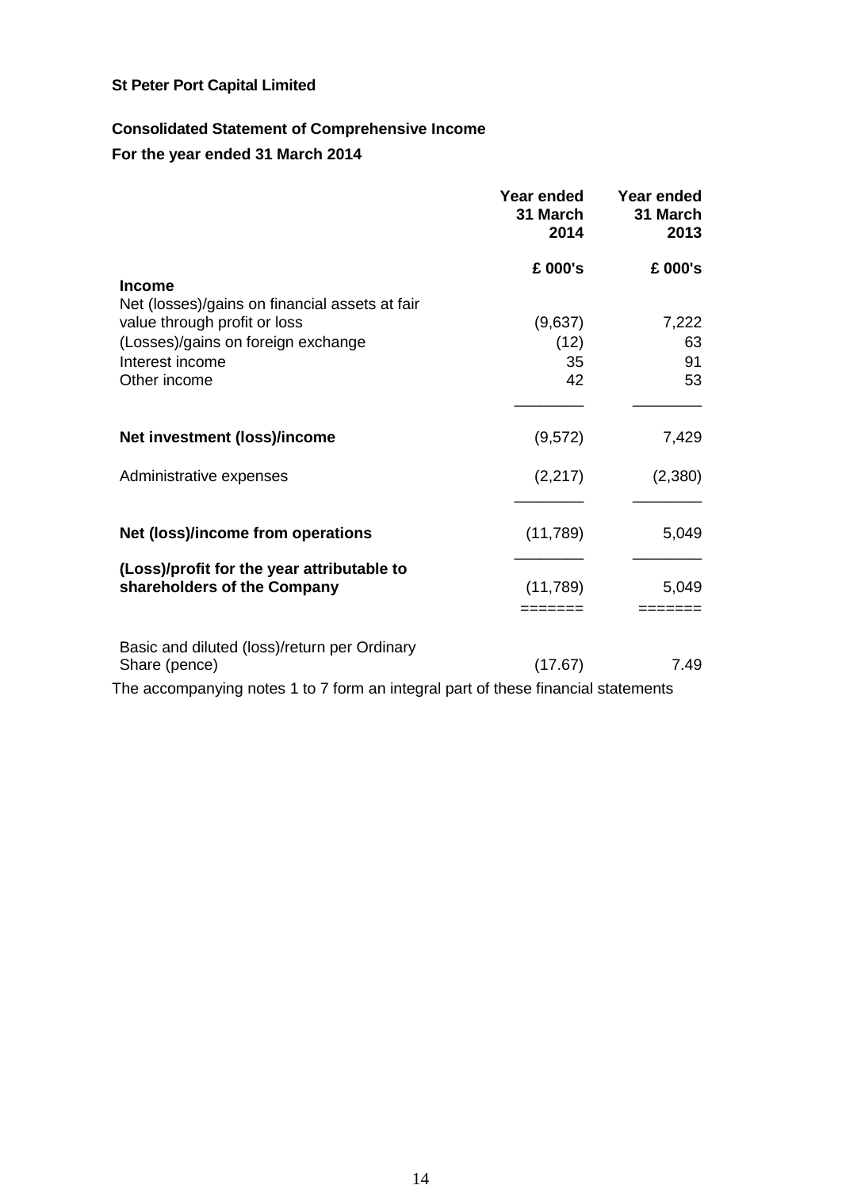**St Peter Port Capital Limited**

## Consolidated Statement of Comprehensive Income

**For the year ended 31 March 2014**

| | Year ended 31 March 2014 | Year ended 31 March 2013 |
|---|---|---|
| | £ 000's | £ 000's |
| **Income** | | |
| Net (losses)/gains on financial assets at fair value through profit or loss | (9,637) | 7,222 |
| (Losses)/gains on foreign exchange | (12) | 63 |
| Interest income | 35 | 91 |
| Other income | 42 | 53 |
| **Net investment (loss)/income** | (9,572) | 7,429 |
| Administrative expenses | (2,217) | (2,380) |
| **Net (loss)/income from operations** | (11,789) | 5,049 |
| **(Loss)/profit for the year attributable to shareholders of the Company** | (11,789) | 5,049 |
| Basic and diluted (loss)/return per Ordinary Share (pence) | (17.67) | 7.49 |

The accompanying notes 1 to 7 form an integral part of these financial statements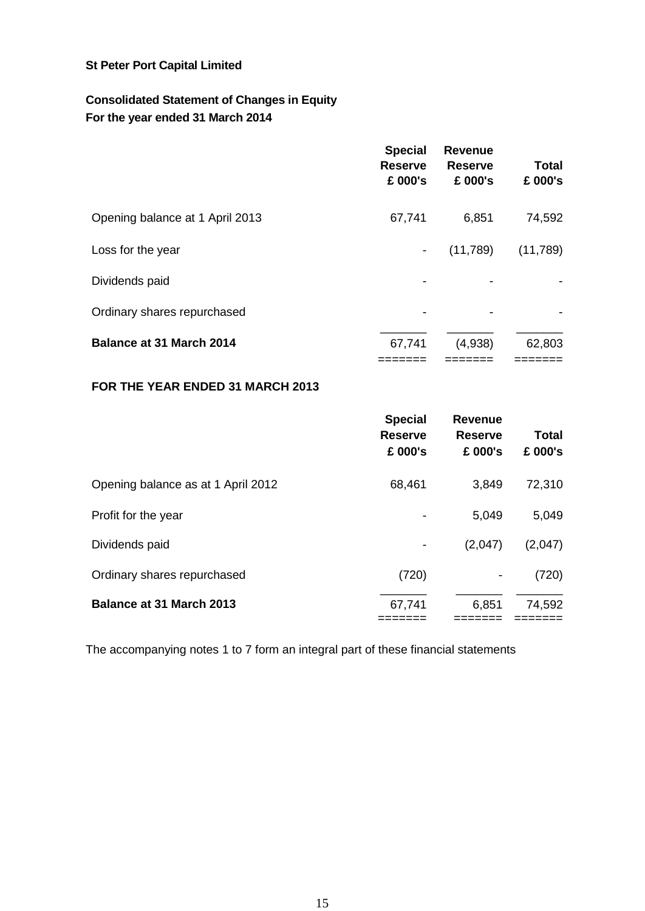**St Peter Port Capital Limited**

**Consolidated Statement of Changes in Equity**
**For the year ended 31 March 2014**

| | Special Reserve £ 000's | Revenue Reserve £ 000's | Total £ 000's |
|---|---|---|---|
| Opening balance at 1 April 2013 | 67,741 | 6,851 | 74,592 |
| Loss for the year | - | (11,789) | (11,789) |
| Dividends paid | - | - | - |
| Ordinary shares repurchased | - | - | - |
| **Balance at 31 March 2014** | 67,741 | (4,938) | 62,803 |

**FOR THE YEAR ENDED 31 MARCH 2013**

| | Special Reserve £ 000's | Revenue Reserve £ 000's | Total £ 000's |
|---|---|---|---|
| Opening balance as at 1 April 2012 | 68,461 | 3,849 | 72,310 |
| Profit for the year | - | 5,049 | 5,049 |
| Dividends paid | - | (2,047) | (2,047) |
| Ordinary shares repurchased | (720) | - | (720) |
| **Balance at 31 March 2013** | 67,741 | 6,851 | 74,592 |

The accompanying notes 1 to 7 form an integral part of these financial statements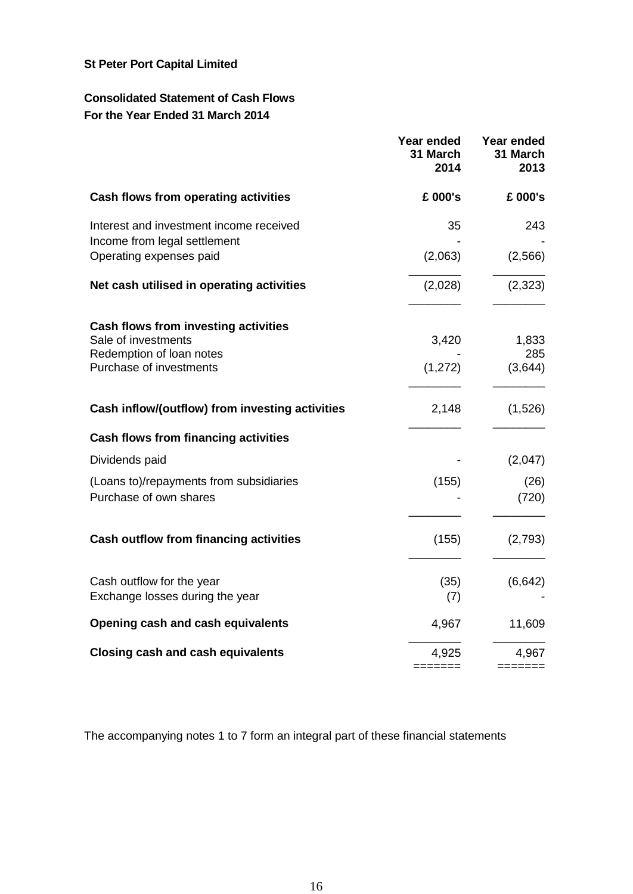**St Peter Port Capital Limited**

**Consolidated Statement of Cash Flows**
**For the Year Ended 31 March 2014**

| | Year ended 31 March 2014 | Year ended 31 March 2013 |
|---|---|---|
| **Cash flows from operating activities** | **£ 000's** | **£ 000's** |
| Interest and investment income received | 35 | 243 |
| Income from legal settlement | - | - |
| Operating expenses paid | (2,063) | (2,566) |
| **Net cash utilised in operating activities** | (2,028) | (2,323) |
| **Cash flows from investing activities** | | |
| Sale of investments | 3,420 | 1,833 |
| Redemption of loan notes | - | 285 |
| Purchase of investments | (1,272) | (3,644) |
| **Cash inflow/(outflow) from investing activities** | 2,148 | (1,526) |
| **Cash flows from financing activities** | | |
| Dividends paid | - | (2,047) |
| (Loans to)/repayments from subsidiaries | (155) | (26) |
| Purchase of own shares | - | (720) |
| **Cash outflow from financing activities** | (155) | (2,793) |
| Cash outflow for the year | (35) | (6,642) |
| Exchange losses during the year | (7) | - |
| **Opening cash and cash equivalents** | 4,967 | 11,609 |
| **Closing cash and cash equivalents** | 4,925 | 4,967 |

The accompanying notes 1 to 7 form an integral part of these financial statements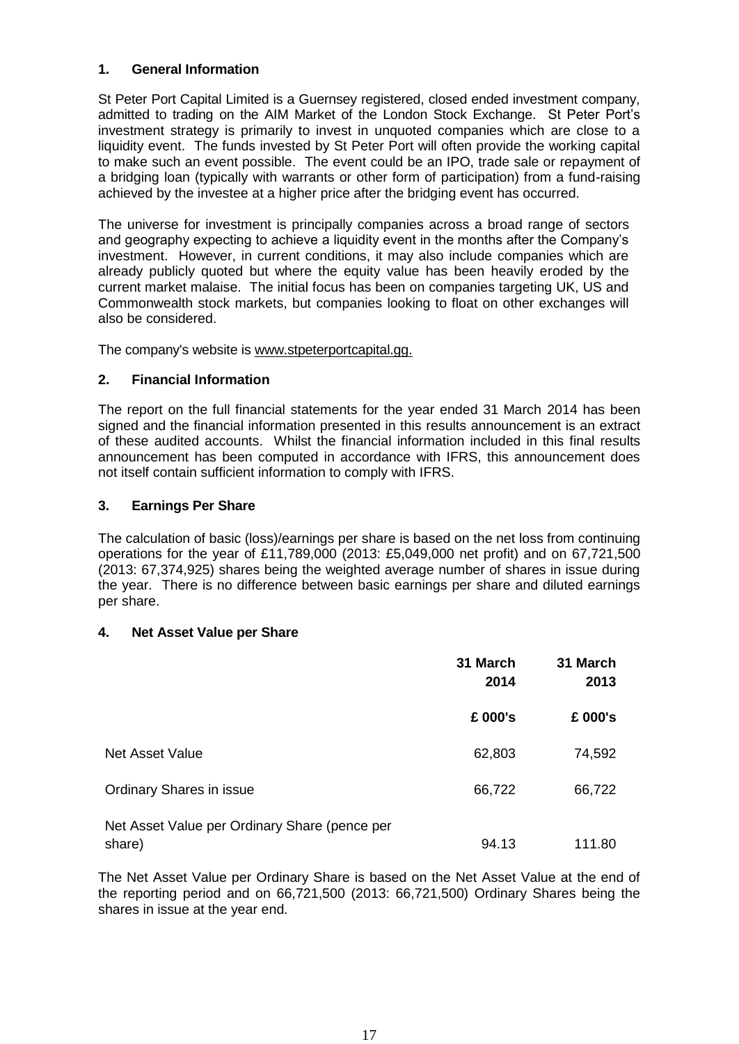## 1. General Information

St Peter Port Capital Limited is a Guernsey registered, closed ended investment company, admitted to trading on the AIM Market of the London Stock Exchange. St Peter Port's investment strategy is primarily to invest in unquoted companies which are close to a liquidity event. The funds invested by St Peter Port will often provide the working capital to make such an event possible. The event could be an IPO, trade sale or repayment of a bridging loan (typically with warrants or other form of participation) from a fund-raising achieved by the investee at a higher price after the bridging event has occurred.

The universe for investment is principally companies across a broad range of sectors and geography expecting to achieve a liquidity event in the months after the Company's investment. However, in current conditions, it may also include companies which are already publicly quoted but where the equity value has been heavily eroded by the current market malaise. The initial focus has been on companies targeting UK, US and Commonwealth stock markets, but companies looking to float on other exchanges will also be considered.

The company's website is www.stpeterportcapital.gg.

## 2. Financial Information

The report on the full financial statements for the year ended 31 March 2014 has been signed and the financial information presented in this results announcement is an extract of these audited accounts. Whilst the financial information included in this final results announcement has been computed in accordance with IFRS, this announcement does not itself contain sufficient information to comply with IFRS.

## 3. Earnings Per Share

The calculation of basic (loss)/earnings per share is based on the net loss from continuing operations for the year of £11,789,000 (2013: £5,049,000 net profit) and on 67,721,500 (2013: 67,374,925) shares being the weighted average number of shares in issue during the year. There is no difference between basic earnings per share and diluted earnings per share.

## 4. Net Asset Value per Share

| | 31 March 2014 | 31 March 2013 |
|---|---|---|
| | £ 000's | £ 000's |
| Net Asset Value | 62,803 | 74,592 |
| Ordinary Shares in issue | 66,722 | 66,722 |
| Net Asset Value per Ordinary Share (pence per share) | 94.13 | 111.80 |

The Net Asset Value per Ordinary Share is based on the Net Asset Value at the end of the reporting period and on 66,721,500 (2013: 66,721,500) Ordinary Shares being the shares in issue at the year end.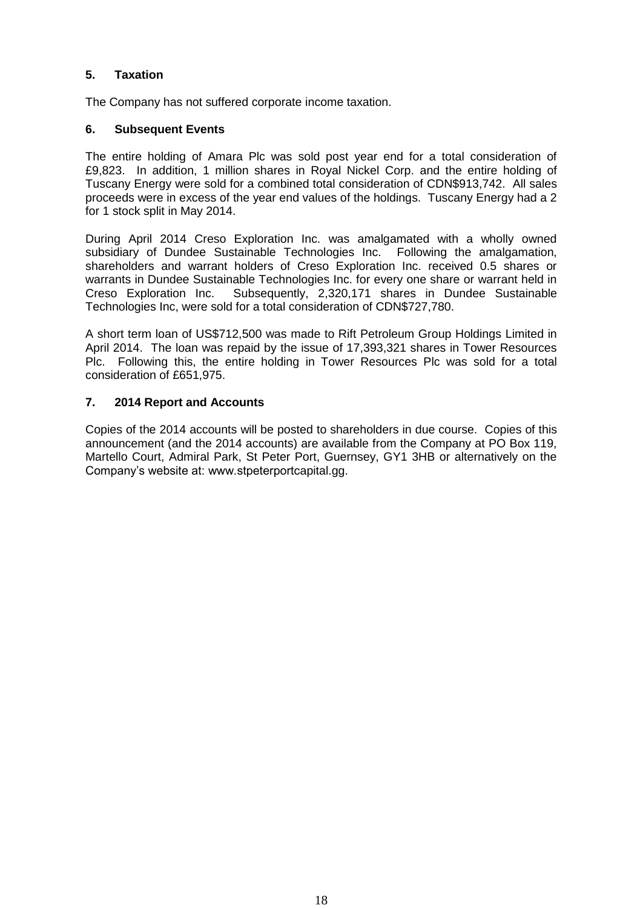## 5. Taxation

The Company has not suffered corporate income taxation.

## 6. Subsequent Events

The entire holding of Amara Plc was sold post year end for a total consideration of £9,823. In addition, 1 million shares in Royal Nickel Corp. and the entire holding of Tuscany Energy were sold for a combined total consideration of CDN$913,742. All sales proceeds were in excess of the year end values of the holdings. Tuscany Energy had a 2 for 1 stock split in May 2014.

During April 2014 Creso Exploration Inc. was amalgamated with a wholly owned subsidiary of Dundee Sustainable Technologies Inc. Following the amalgamation, shareholders and warrant holders of Creso Exploration Inc. received 0.5 shares or warrants in Dundee Sustainable Technologies Inc. for every one share or warrant held in Creso Exploration Inc. Subsequently, 2,320,171 shares in Dundee Sustainable Technologies Inc, were sold for a total consideration of CDN$727,780.

A short term loan of US$712,500 was made to Rift Petroleum Group Holdings Limited in April 2014. The loan was repaid by the issue of 17,393,321 shares in Tower Resources Plc. Following this, the entire holding in Tower Resources Plc was sold for a total consideration of £651,975.

## 7. 2014 Report and Accounts

Copies of the 2014 accounts will be posted to shareholders in due course. Copies of this announcement (and the 2014 accounts) are available from the Company at PO Box 119, Martello Court, Admiral Park, St Peter Port, Guernsey, GY1 3HB or alternatively on the Company's website at: www.stpeterportcapital.gg.